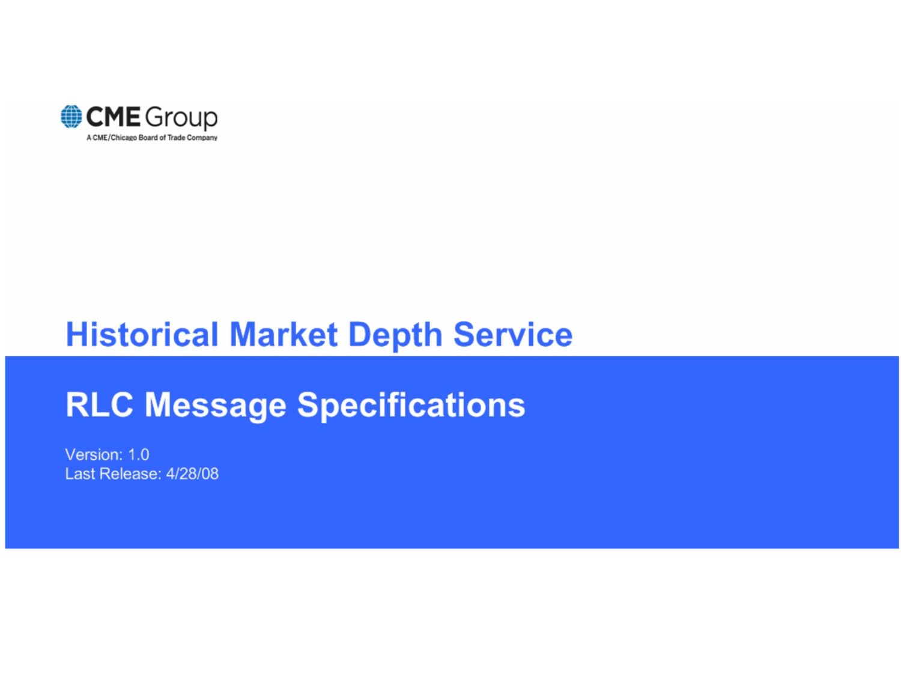CME Group

A CME/Chicago Board of Trade Company

# Historical Market Depth Service

## RLC Message Specifications

Version: 1.0
Last Release: 4/28/08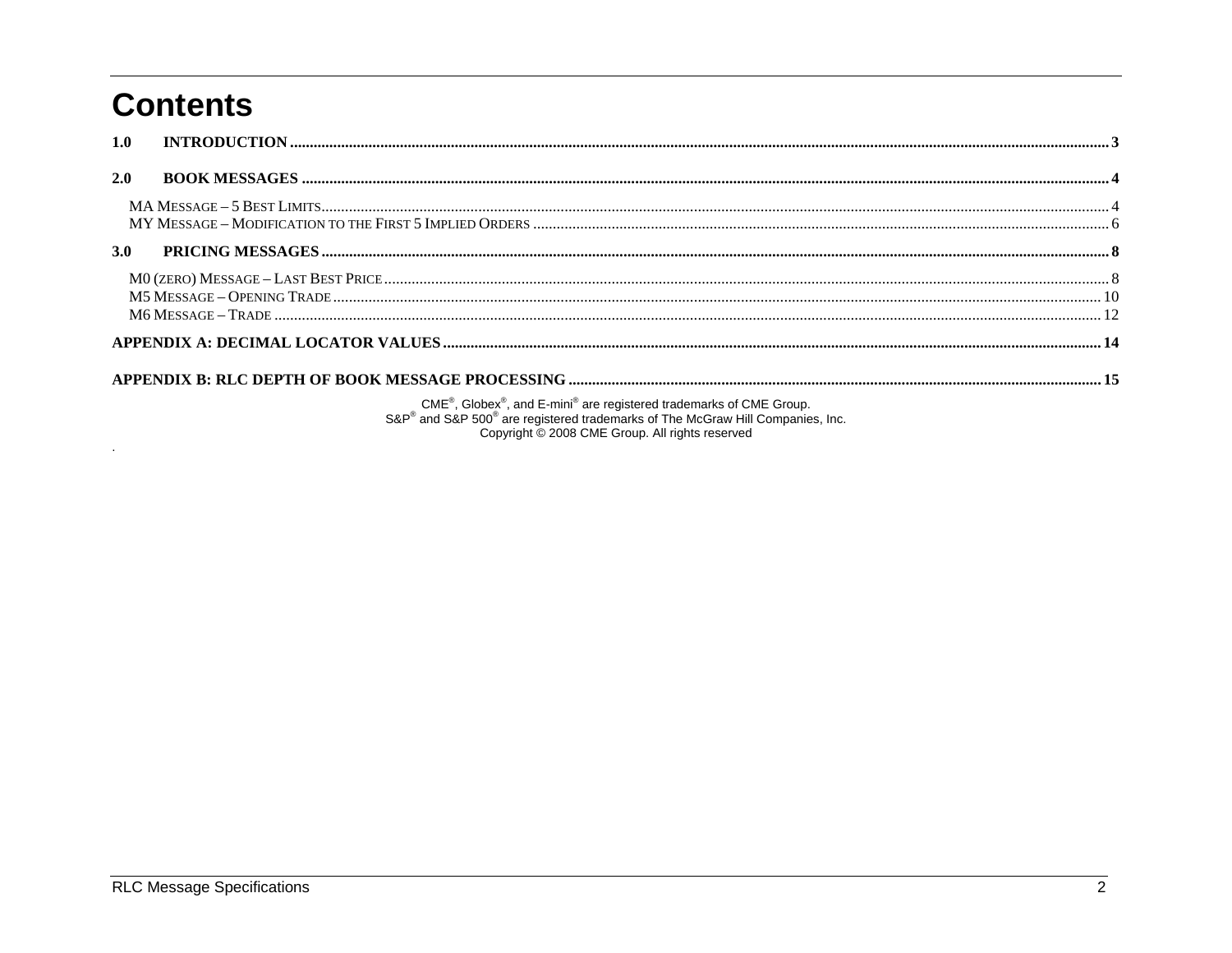# Contents

1.0 INTRODUCTION ..... 3

2.0 BOOK MESSAGES ..... 4

- MA MESSAGE – 5 BEST LIMITS ..... 4
- MY MESSAGE – MODIFICATION TO THE FIRST 5 IMPLIED ORDERS ..... 6

3.0 PRICING MESSAGES ..... 8

- M0 (ZERO) MESSAGE – LAST BEST PRICE ..... 8
- M5 MESSAGE – OPENING TRADE ..... 10
- M6 MESSAGE – TRADE ..... 12

APPENDIX A: DECIMAL LOCATOR VALUES ..... 14

APPENDIX B: RLC DEPTH OF BOOK MESSAGE PROCESSING ..... 15

CME®, Globex®, and E-mini® are registered trademarks of CME Group.
S&P® and S&P 500® are registered trademarks of The McGraw Hill Companies, Inc.
Copyright © 2008 CME Group. All rights reserved

.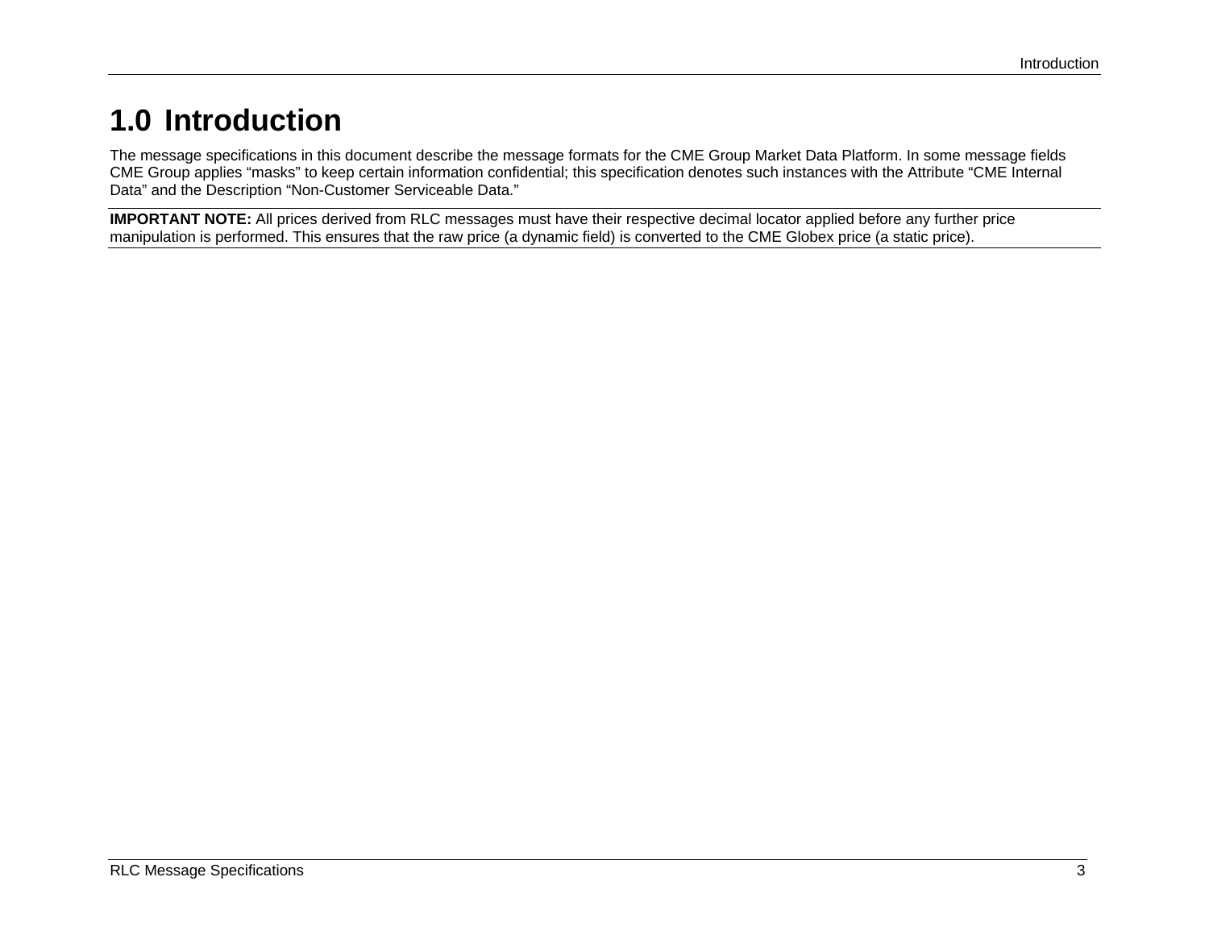# 1.0 Introduction

The message specifications in this document describe the message formats for the CME Group Market Data Platform. In some message fields CME Group applies “masks” to keep certain information confidential; this specification denotes such instances with the Attribute “CME Internal Data” and the Description “Non-Customer Serviceable Data.”

---

**IMPORTANT NOTE:** All prices derived from RLC messages must have their respective decimal locator applied before any further price manipulation is performed. This ensures that the raw price (a dynamic field) is converted to the CME Globex price (a static price).

---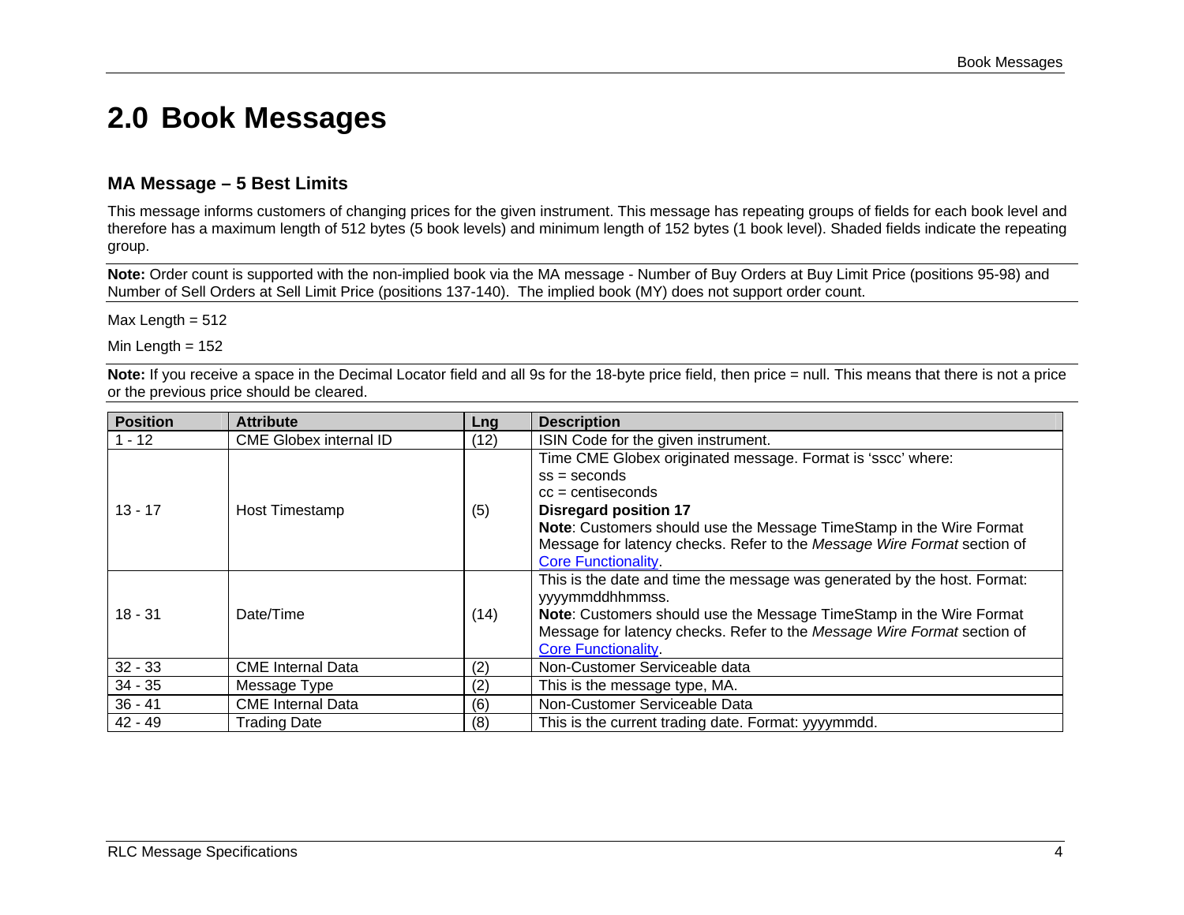# 2.0 Book Messages

## MA Message – 5 Best Limits

This message informs customers of changing prices for the given instrument. This message has repeating groups of fields for each book level and therefore has a maximum length of 512 bytes (5 book levels) and minimum length of 152 bytes (1 book level). Shaded fields indicate the repeating group.

**Note:** Order count is supported with the non-implied book via the MA message - Number of Buy Orders at Buy Limit Price (positions 95-98) and Number of Sell Orders at Sell Limit Price (positions 137-140). The implied book (MY) does not support order count.

Max Length = 512

Min Length = 152

**Note:** If you receive a space in the Decimal Locator field and all 9s for the 18-byte price field, then price = null. This means that there is not a price or the previous price should be cleared.

| Position | Attribute | Lng | Description |
|---|---|---|---|
| 1 - 12 | CME Globex internal ID | (12) | ISIN Code for the given instrument. |
| 13 - 17 | Host Timestamp | (5) | Time CME Globex originated message. Format is 'sscc' where:<br>ss = seconds<br>cc = centiseconds<br>**Disregard position 17**<br>**Note**: Customers should use the Message TimeStamp in the Wire Format Message for latency checks. Refer to the *Message Wire Format* section of Core Functionality. |
| 18 - 31 | Date/Time | (14) | This is the date and time the message was generated by the host. Format: yyyymmddhhmmss.<br>**Note**: Customers should use the Message TimeStamp in the Wire Format Message for latency checks. Refer to the *Message Wire Format* section of Core Functionality. |
| 32 - 33 | CME Internal Data | (2) | Non-Customer Serviceable data |
| 34 - 35 | Message Type | (2) | This is the message type, MA. |
| 36 - 41 | CME Internal Data | (6) | Non-Customer Serviceable Data |
| 42 - 49 | Trading Date | (8) | This is the current trading date. Format: yyyymmdd. |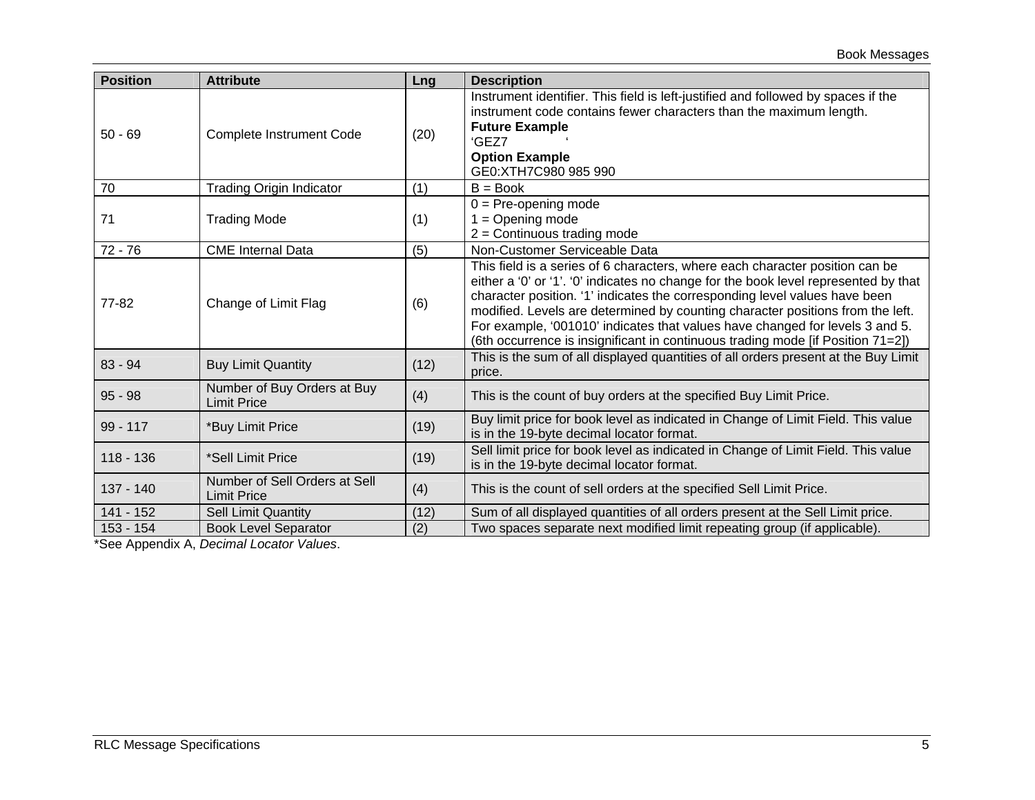| Position | Attribute | Lng | Description |
|---|---|---|---|
| 50 - 69 | Complete Instrument Code | (20) | Instrument identifier. This field is left-justified and followed by spaces if the instrument code contains fewer characters than the maximum length.<br>**Future Example**<br>'GEZ7 '<br>**Option Example**<br>GE0:XTH7C980 985 990 |
| 70 | Trading Origin Indicator | (1) | B = Book |
| 71 | Trading Mode | (1) | 0 = Pre-opening mode<br>1 = Opening mode<br>2 = Continuous trading mode |
| 72 - 76 | CME Internal Data | (5) | Non-Customer Serviceable Data |
| 77-82 | Change of Limit Flag | (6) | This field is a series of 6 characters, where each character position can be either a '0' or '1'. '0' indicates no change for the book level represented by that character position. '1' indicates the corresponding level values have been modified. Levels are determined by counting character positions from the left. For example, '001010' indicates that values have changed for levels 3 and 5. (6th occurrence is insignificant in continuous trading mode [if Position 71=2]) |
| 83 - 94 | Buy Limit Quantity | (12) | This is the sum of all displayed quantities of all orders present at the Buy Limit price. |
| 95 - 98 | Number of Buy Orders at Buy Limit Price | (4) | This is the count of buy orders at the specified Buy Limit Price. |
| 99 - 117 | *Buy Limit Price | (19) | Buy limit price for book level as indicated in Change of Limit Field. This value is in the 19-byte decimal locator format. |
| 118 - 136 | *Sell Limit Price | (19) | Sell limit price for book level as indicated in Change of Limit Field. This value is in the 19-byte decimal locator format. |
| 137 - 140 | Number of Sell Orders at Sell Limit Price | (4) | This is the count of sell orders at the specified Sell Limit Price. |
| 141 - 152 | Sell Limit Quantity | (12) | Sum of all displayed quantities of all orders present at the Sell Limit price. |
| 153 - 154 | Book Level Separator | (2) | Two spaces separate next modified limit repeating group (if applicable). |

*See Appendix A, *Decimal Locator Values*.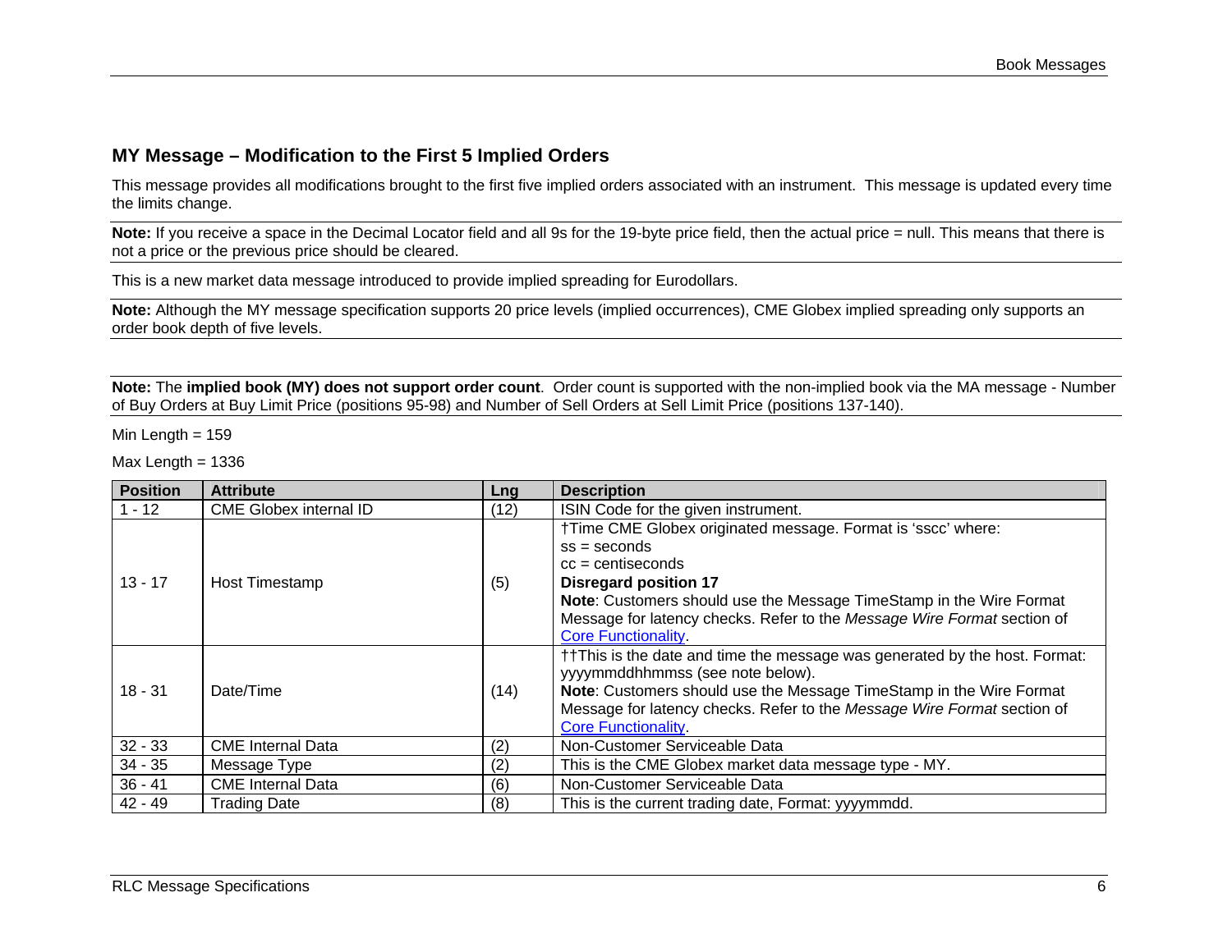## MY Message – Modification to the First 5 Implied Orders

This message provides all modifications brought to the first five implied orders associated with an instrument. This message is updated every time the limits change.

**Note:** If you receive a space in the Decimal Locator field and all 9s for the 19-byte price field, then the actual price = null. This means that there is not a price or the previous price should be cleared.

This is a new market data message introduced to provide implied spreading for Eurodollars.

**Note:** Although the MY message specification supports 20 price levels (implied occurrences), CME Globex implied spreading only supports an order book depth of five levels.

**Note:** The **implied book (MY) does not support order count**. Order count is supported with the non-implied book via the MA message - Number of Buy Orders at Buy Limit Price (positions 95-98) and Number of Sell Orders at Sell Limit Price (positions 137-140).

Min Length = 159

Max Length = 1336

| Position | Attribute | Lng | Description |
|---|---|---|---|
| 1 - 12 | CME Globex internal ID | (12) | ISIN Code for the given instrument. |
| 13 - 17 | Host Timestamp | (5) | †Time CME Globex originated message. Format is 'sscc' where:<br>ss = seconds<br>cc = centiseconds<br>**Disregard position 17**<br>**Note**: Customers should use the Message TimeStamp in the Wire Format Message for latency checks. Refer to the *Message Wire Format* section of Core Functionality. |
| 18 - 31 | Date/Time | (14) | ††This is the date and time the message was generated by the host. Format: yyyymmddhhmmss (see note below).<br>**Note**: Customers should use the Message TimeStamp in the Wire Format Message for latency checks. Refer to the *Message Wire Format* section of Core Functionality. |
| 32 - 33 | CME Internal Data | (2) | Non-Customer Serviceable Data |
| 34 - 35 | Message Type | (2) | This is the CME Globex market data message type - MY. |
| 36 - 41 | CME Internal Data | (6) | Non-Customer Serviceable Data |
| 42 - 49 | Trading Date | (8) | This is the current trading date, Format: yyyymmdd. |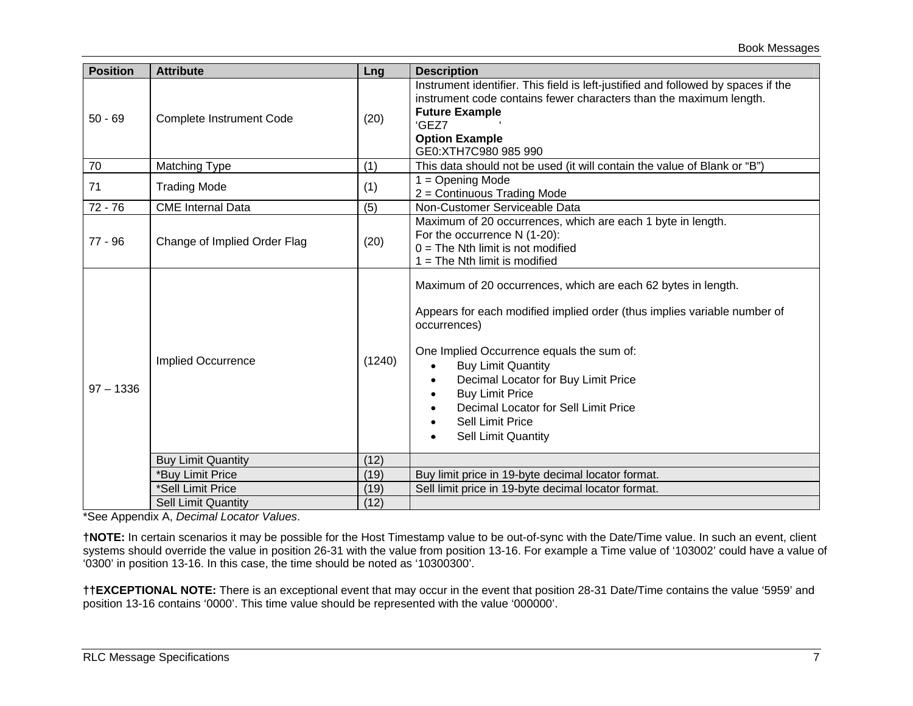| Position | Attribute | Lng | Description |
|---|---|---|---|
| 50 - 69 | Complete Instrument Code | (20) | Instrument identifier. This field is left-justified and followed by spaces if the instrument code contains fewer characters than the maximum length.<br>**Future Example**<br>'GEZ7 '<br>**Option Example**<br>GE0:XTH7C980 985 990 |
| 70 | Matching Type | (1) | This data should not be used (it will contain the value of Blank or "B") |
| 71 | Trading Mode | (1) | 1 = Opening Mode<br>2 = Continuous Trading Mode |
| 72 - 76 | CME Internal Data | (5) | Non-Customer Serviceable Data |
| 77 - 96 | Change of Implied Order Flag | (20) | Maximum of 20 occurrences, which are each 1 byte in length.<br>For the occurrence N (1-20):<br>0 = The Nth limit is not modified<br>1 = The Nth limit is modified |
| 97 – 1336 | Implied Occurrence | (1240) | Maximum of 20 occurrences, which are each 62 bytes in length.<br><br>Appears for each modified implied order (thus implies variable number of occurrences)<br><br>One Implied Occurrence equals the sum of:<br>• Buy Limit Quantity<br>• Decimal Locator for Buy Limit Price<br>• Buy Limit Price<br>• Decimal Locator for Sell Limit Price<br>• Sell Limit Price<br>• Sell Limit Quantity |
| | Buy Limit Quantity | (12) | |
| | *Buy Limit Price | (19) | Buy limit price in 19-byte decimal locator format. |
| | *Sell Limit Price | (19) | Sell limit price in 19-byte decimal locator format. |
| | Sell Limit Quantity | (12) | |

*See Appendix A, *Decimal Locator Values*.

†**NOTE:** In certain scenarios it may be possible for the Host Timestamp value to be out-of-sync with the Date/Time value. In such an event, client systems should override the value in position 26-31 with the value from position 13-16. For example a Time value of '103002' could have a value of '0300' in position 13-16. In this case, the time should be noted as '10300300'.

††**EXCEPTIONAL NOTE:** There is an exceptional event that may occur in the event that position 28-31 Date/Time contains the value '5959' and position 13-16 contains '0000'. This time value should be represented with the value '000000'.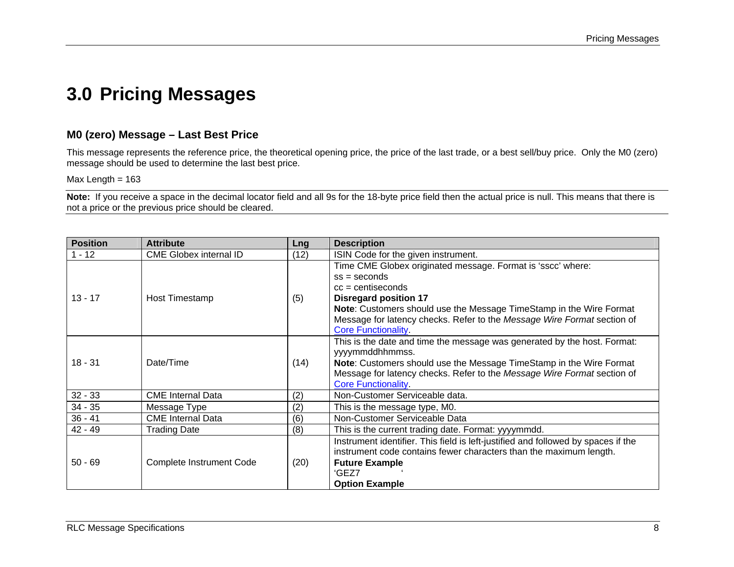# 3.0 Pricing Messages

## M0 (zero) Message – Last Best Price

This message represents the reference price, the theoretical opening price, the price of the last trade, or a best sell/buy price. Only the M0 (zero) message should be used to determine the last best price.

Max Length = 163

**Note:** If you receive a space in the decimal locator field and all 9s for the 18-byte price field then the actual price is null. This means that there is not a price or the previous price should be cleared.

| Position | Attribute | Lng | Description |
|---|---|---|---|
| 1 - 12 | CME Globex internal ID | (12) | ISIN Code for the given instrument. |
| 13 - 17 | Host Timestamp | (5) | Time CME Globex originated message. Format is 'sscc' where:<br>ss = seconds<br>cc = centiseconds<br>**Disregard position 17**<br>**Note**: Customers should use the Message TimeStamp in the Wire Format Message for latency checks. Refer to the *Message Wire Format* section of Core Functionality. |
| 18 - 31 | Date/Time | (14) | This is the date and time the message was generated by the host. Format: yyyymmddhhmmss.<br>**Note**: Customers should use the Message TimeStamp in the Wire Format Message for latency checks. Refer to the *Message Wire Format* section of Core Functionality. |
| 32 - 33 | CME Internal Data | (2) | Non-Customer Serviceable data. |
| 34 - 35 | Message Type | (2) | This is the message type, M0. |
| 36 - 41 | CME Internal Data | (6) | Non-Customer Serviceable Data |
| 42 - 49 | Trading Date | (8) | This is the current trading date. Format: yyyymmdd. |
| 50 - 69 | Complete Instrument Code | (20) | Instrument identifier. This field is left-justified and followed by spaces if the instrument code contains fewer characters than the maximum length.<br>**Future Example**<br>'GEZ7 '<br>**Option Example** |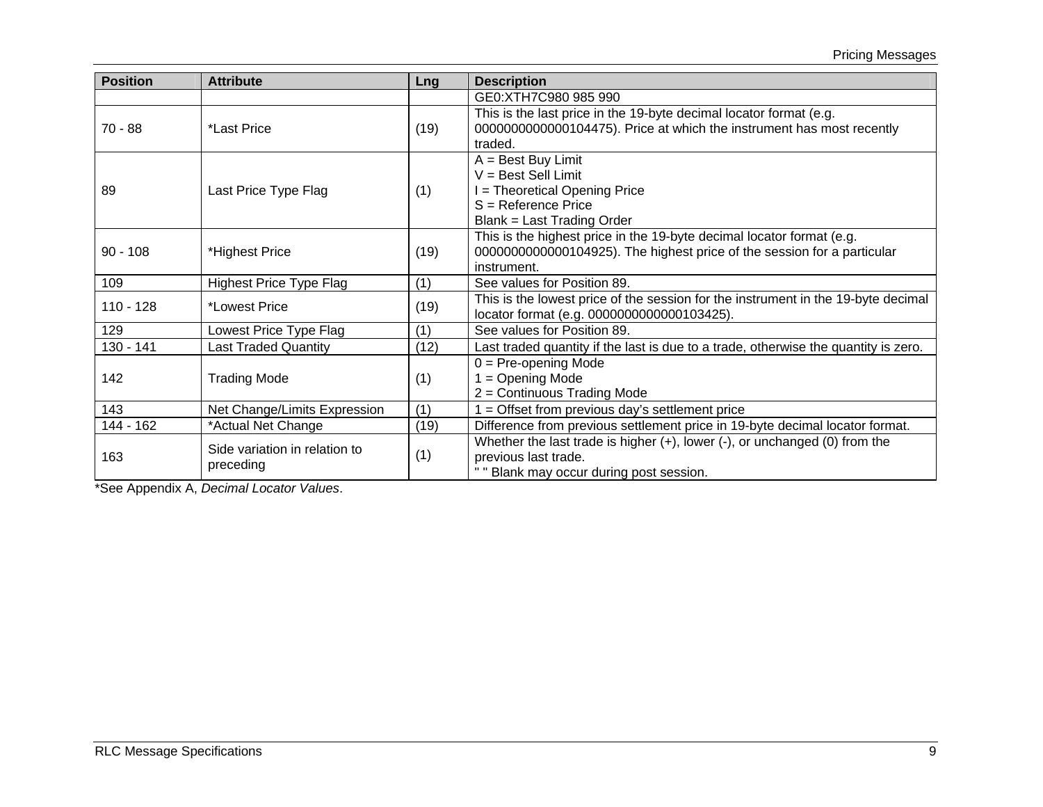| Position | Attribute | Lng | Description |
|---|---|---|---|
| | | | GE0:XTH7C980 985 990 |
| 70 - 88 | *Last Price | (19) | This is the last price in the 19-byte decimal locator format (e.g. 0000000000000104475). Price at which the instrument has most recently traded. |
| 89 | Last Price Type Flag | (1) | A = Best Buy Limit<br>V = Best Sell Limit<br>I = Theoretical Opening Price<br>S = Reference Price<br>Blank = Last Trading Order |
| 90 - 108 | *Highest Price | (19) | This is the highest price in the 19-byte decimal locator format (e.g. 0000000000000104925). The highest price of the session for a particular instrument. |
| 109 | Highest Price Type Flag | (1) | See values for Position 89. |
| 110 - 128 | *Lowest Price | (19) | This is the lowest price of the session for the instrument in the 19-byte decimal locator format (e.g. 0000000000000103425). |
| 129 | Lowest Price Type Flag | (1) | See values for Position 89. |
| 130 - 141 | Last Traded Quantity | (12) | Last traded quantity if the last is due to a trade, otherwise the quantity is zero. |
| 142 | Trading Mode | (1) | 0 = Pre-opening Mode<br>1 = Opening Mode<br>2 = Continuous Trading Mode |
| 143 | Net Change/Limits Expression | (1) | 1 = Offset from previous day's settlement price |
| 144 - 162 | *Actual Net Change | (19) | Difference from previous settlement price in 19-byte decimal locator format. |
| 163 | Side variation in relation to preceding | (1) | Whether the last trade is higher (+), lower (-), or unchanged (0) from the previous last trade.<br>" " Blank may occur during post session. |

*See Appendix A, *Decimal Locator Values*.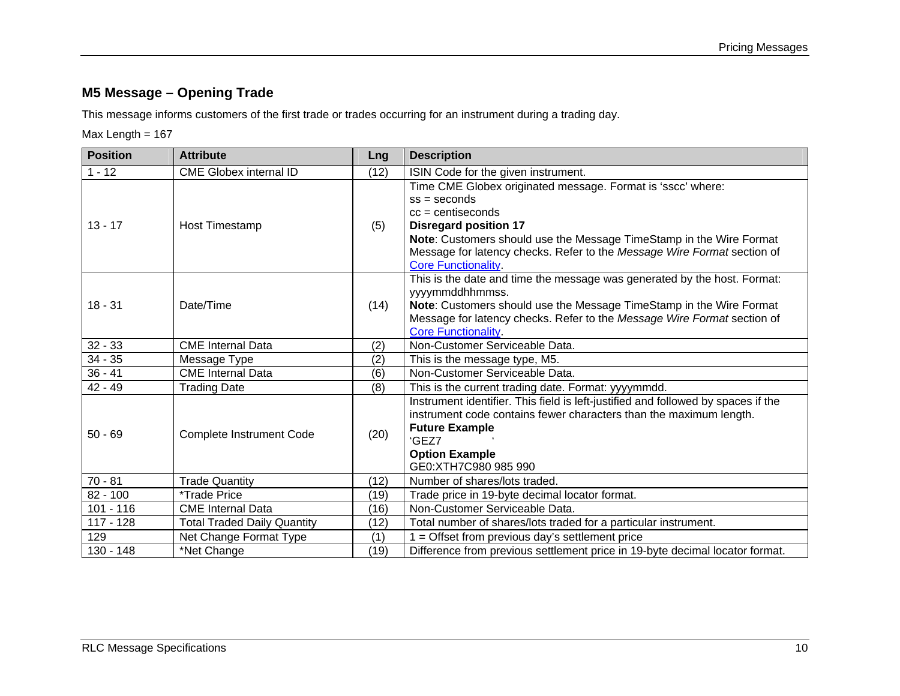## M5 Message – Opening Trade

This message informs customers of the first trade or trades occurring for an instrument during a trading day.

Max Length = 167

| Position | Attribute | Lng | Description |
|---|---|---|---|
| 1 - 12 | CME Globex internal ID | (12) | ISIN Code for the given instrument. |
| 13 - 17 | Host Timestamp | (5) | Time CME Globex originated message. Format is 'sscc' where:<br>ss = seconds<br>cc = centiseconds<br>**Disregard position 17**<br>**Note**: Customers should use the Message TimeStamp in the Wire Format Message for latency checks. Refer to the *Message Wire Format* section of Core Functionality. |
| 18 - 31 | Date/Time | (14) | This is the date and time the message was generated by the host. Format: yyyymmddhhmmss.<br>**Note**: Customers should use the Message TimeStamp in the Wire Format Message for latency checks. Refer to the *Message Wire Format* section of Core Functionality. |
| 32 - 33 | CME Internal Data | (2) | Non-Customer Serviceable Data. |
| 34 - 35 | Message Type | (2) | This is the message type, M5. |
| 36 - 41 | CME Internal Data | (6) | Non-Customer Serviceable Data. |
| 42 - 49 | Trading Date | (8) | This is the current trading date. Format: yyyymmdd. |
| 50 - 69 | Complete Instrument Code | (20) | Instrument identifier. This field is left-justified and followed by spaces if the instrument code contains fewer characters than the maximum length.<br>**Future Example**<br>'GEZ7 '<br>**Option Example**<br>GE0:XTH7C980 985 990 |
| 70 - 81 | Trade Quantity | (12) | Number of shares/lots traded. |
| 82 - 100 | *Trade Price | (19) | Trade price in 19-byte decimal locator format. |
| 101 - 116 | CME Internal Data | (16) | Non-Customer Serviceable Data. |
| 117 - 128 | Total Traded Daily Quantity | (12) | Total number of shares/lots traded for a particular instrument. |
| 129 | Net Change Format Type | (1) | 1 = Offset from previous day's settlement price |
| 130 - 148 | *Net Change | (19) | Difference from previous settlement price in 19-byte decimal locator format. |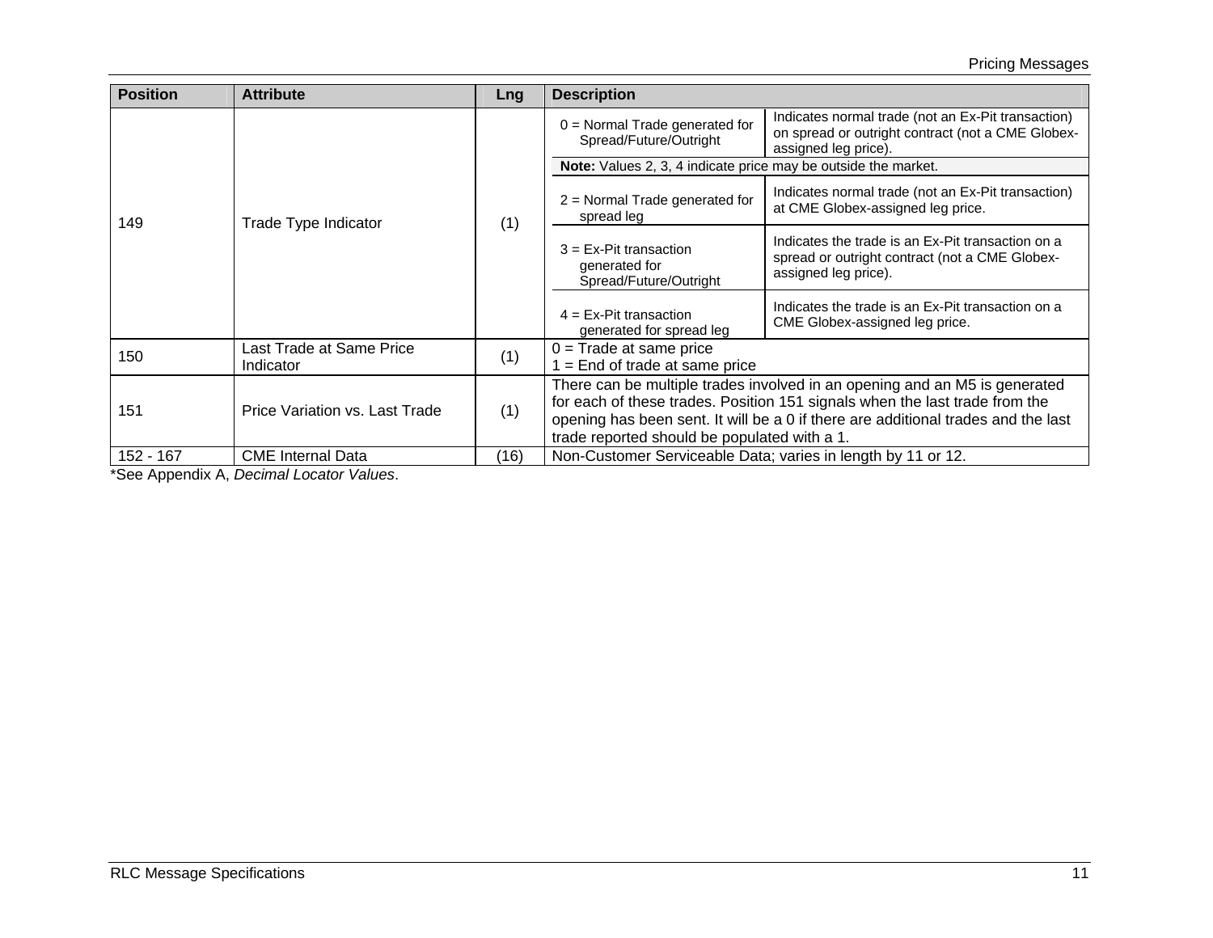| Position | Attribute | Lng | Description |
|---|---|---|---|
| 149 | Trade Type Indicator | (1) | 0 = Normal Trade generated for Spread/Future/Outright — Indicates normal trade (not an Ex-Pit transaction) on spread or outright contract (not a CME Globex-assigned leg price).<br>**Note:** Values 2, 3, 4 indicate price may be outside the market.<br>2 = Normal Trade generated for spread leg — Indicates normal trade (not an Ex-Pit transaction) at CME Globex-assigned leg price.<br>3 = Ex-Pit transaction generated for Spread/Future/Outright — Indicates the trade is an Ex-Pit transaction on a spread or outright contract (not a CME Globex-assigned leg price).<br>4 = Ex-Pit transaction generated for spread leg — Indicates the trade is an Ex-Pit transaction on a CME Globex-assigned leg price. |
| 150 | Last Trade at Same Price Indicator | (1) | 0 = Trade at same price<br>1 = End of trade at same price |
| 151 | Price Variation vs. Last Trade | (1) | There can be multiple trades involved in an opening and an M5 is generated for each of these trades. Position 151 signals when the last trade from the opening has been sent. It will be a 0 if there are additional trades and the last trade reported should be populated with a 1. |
| 152 - 167 | CME Internal Data | (16) | Non-Customer Serviceable Data; varies in length by 11 or 12. |

*See Appendix A, *Decimal Locator Values*.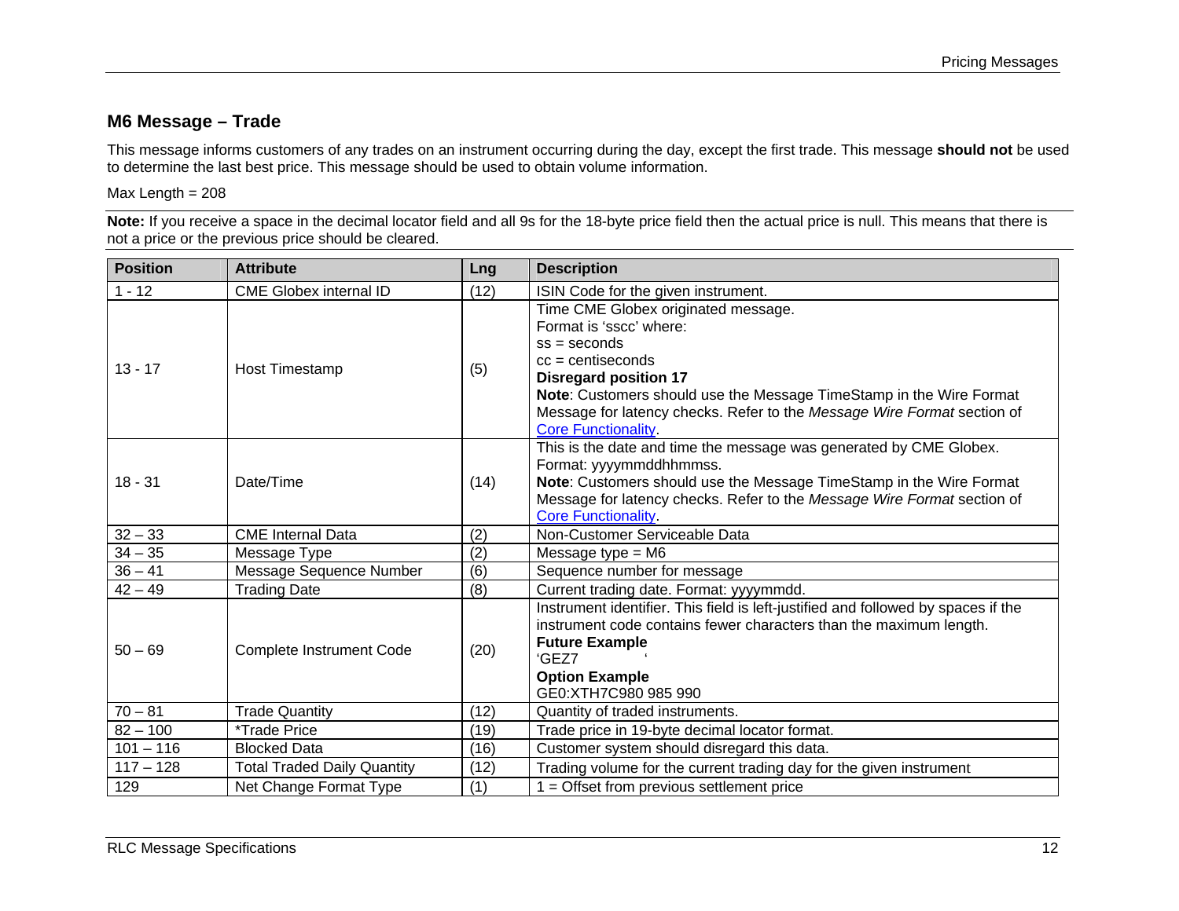## M6 Message – Trade

This message informs customers of any trades on an instrument occurring during the day, except the first trade. This message **should not** be used to determine the last best price. This message should be used to obtain volume information.

Max Length = 208

**Note:** If you receive a space in the decimal locator field and all 9s for the 18-byte price field then the actual price is null. This means that there is not a price or the previous price should be cleared.

| Position | Attribute | Lng | Description |
|---|---|---|---|
| 1 - 12 | CME Globex internal ID | (12) | ISIN Code for the given instrument. |
| 13 - 17 | Host Timestamp | (5) | Time CME Globex originated message.<br>Format is 'sscc' where:<br>ss = seconds<br>cc = centiseconds<br>**Disregard position 17**<br>**Note**: Customers should use the Message TimeStamp in the Wire Format Message for latency checks. Refer to the *Message Wire Format* section of Core Functionality. |
| 18 - 31 | Date/Time | (14) | This is the date and time the message was generated by CME Globex. Format: yyyymmddhhmmss.<br>**Note**: Customers should use the Message TimeStamp in the Wire Format Message for latency checks. Refer to the *Message Wire Format* section of Core Functionality. |
| 32 – 33 | CME Internal Data | (2) | Non-Customer Serviceable Data |
| 34 – 35 | Message Type | (2) | Message type = M6 |
| 36 – 41 | Message Sequence Number | (6) | Sequence number for message |
| 42 – 49 | Trading Date | (8) | Current trading date. Format: yyyymmdd. |
| 50 – 69 | Complete Instrument Code | (20) | Instrument identifier. This field is left-justified and followed by spaces if the instrument code contains fewer characters than the maximum length.<br>**Future Example**<br>'GEZ7 '<br>**Option Example**<br>GE0:XTH7C980 985 990 |
| 70 – 81 | Trade Quantity | (12) | Quantity of traded instruments. |
| 82 – 100 | *Trade Price | (19) | Trade price in 19-byte decimal locator format. |
| 101 – 116 | Blocked Data | (16) | Customer system should disregard this data. |
| 117 – 128 | Total Traded Daily Quantity | (12) | Trading volume for the current trading day for the given instrument |
| 129 | Net Change Format Type | (1) | 1 = Offset from previous settlement price |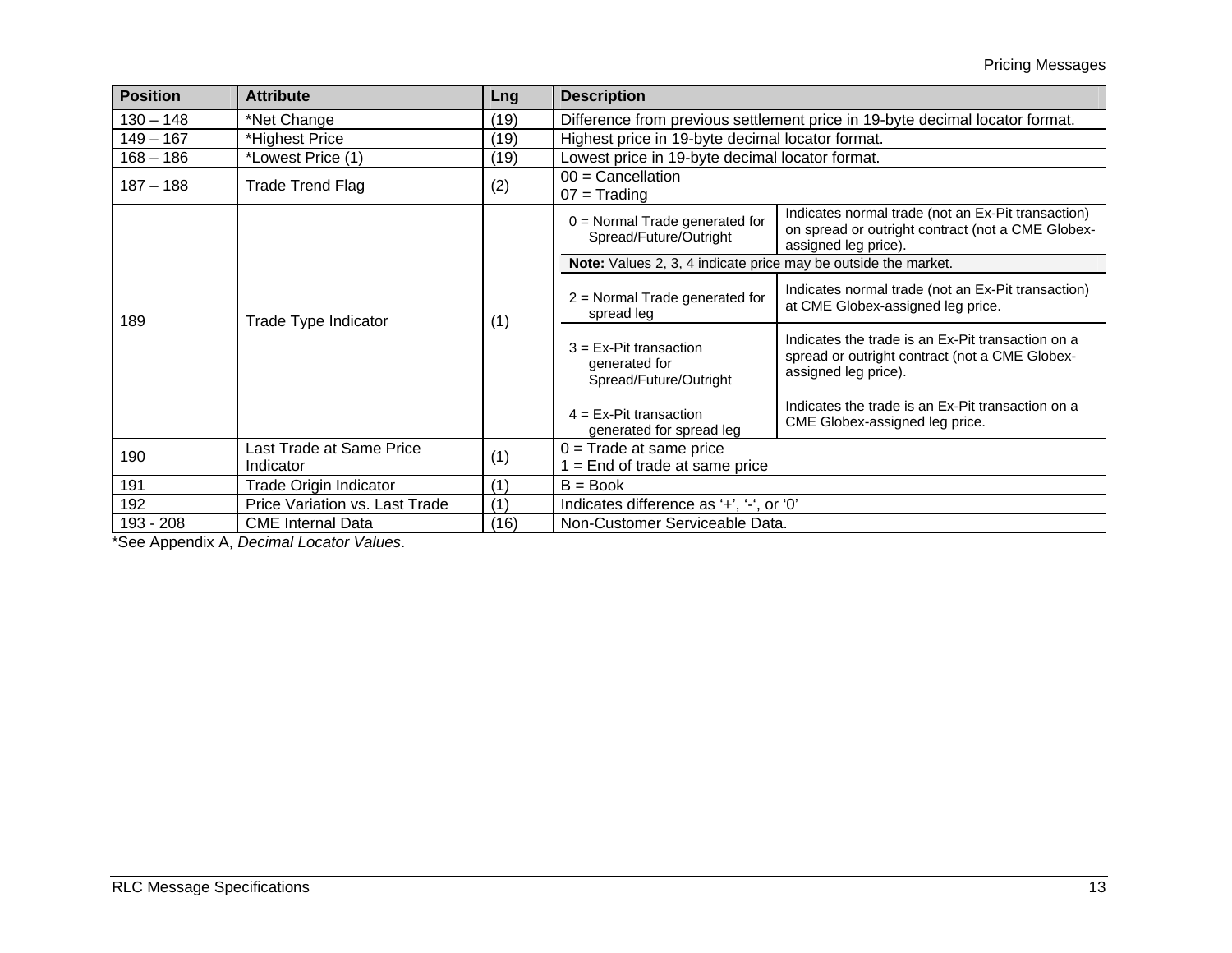| Position | Attribute | Lng | Description | |
|---|---|---|---|---|
| 130 – 148 | *Net Change | (19) | Difference from previous settlement price in 19-byte decimal locator format. | |
| 149 – 167 | *Highest Price | (19) | Highest price in 19-byte decimal locator format. | |
| 168 – 186 | *Lowest Price (1) | (19) | Lowest price in 19-byte decimal locator format. | |
| 187 – 188 | Trade Trend Flag | (2) | 00 = Cancellation<br>07 = Trading | |
| 189 | Trade Type Indicator | (1) | 0 = Normal Trade generated for Spread/Future/Outright | Indicates normal trade (not an Ex-Pit transaction) on spread or outright contract (not a CME Globex-assigned leg price). |
| | | | **Note:** Values 2, 3, 4 indicate price may be outside the market. | |
| | | | 2 = Normal Trade generated for spread leg | Indicates normal trade (not an Ex-Pit transaction) at CME Globex-assigned leg price. |
| | | | 3 = Ex-Pit transaction generated for Spread/Future/Outright | Indicates the trade is an Ex-Pit transaction on a spread or outright contract (not a CME Globex-assigned leg price). |
| | | | 4 = Ex-Pit transaction generated for spread leg | Indicates the trade is an Ex-Pit transaction on a CME Globex-assigned leg price. |
| 190 | Last Trade at Same Price Indicator | (1) | 0 = Trade at same price<br>1 = End of trade at same price | |
| 191 | Trade Origin Indicator | (1) | B = Book | |
| 192 | Price Variation vs. Last Trade | (1) | Indicates difference as '+', '-', or '0' | |
| 193 - 208 | CME Internal Data | (16) | Non-Customer Serviceable Data. | |

*See Appendix A, *Decimal Locator Values*.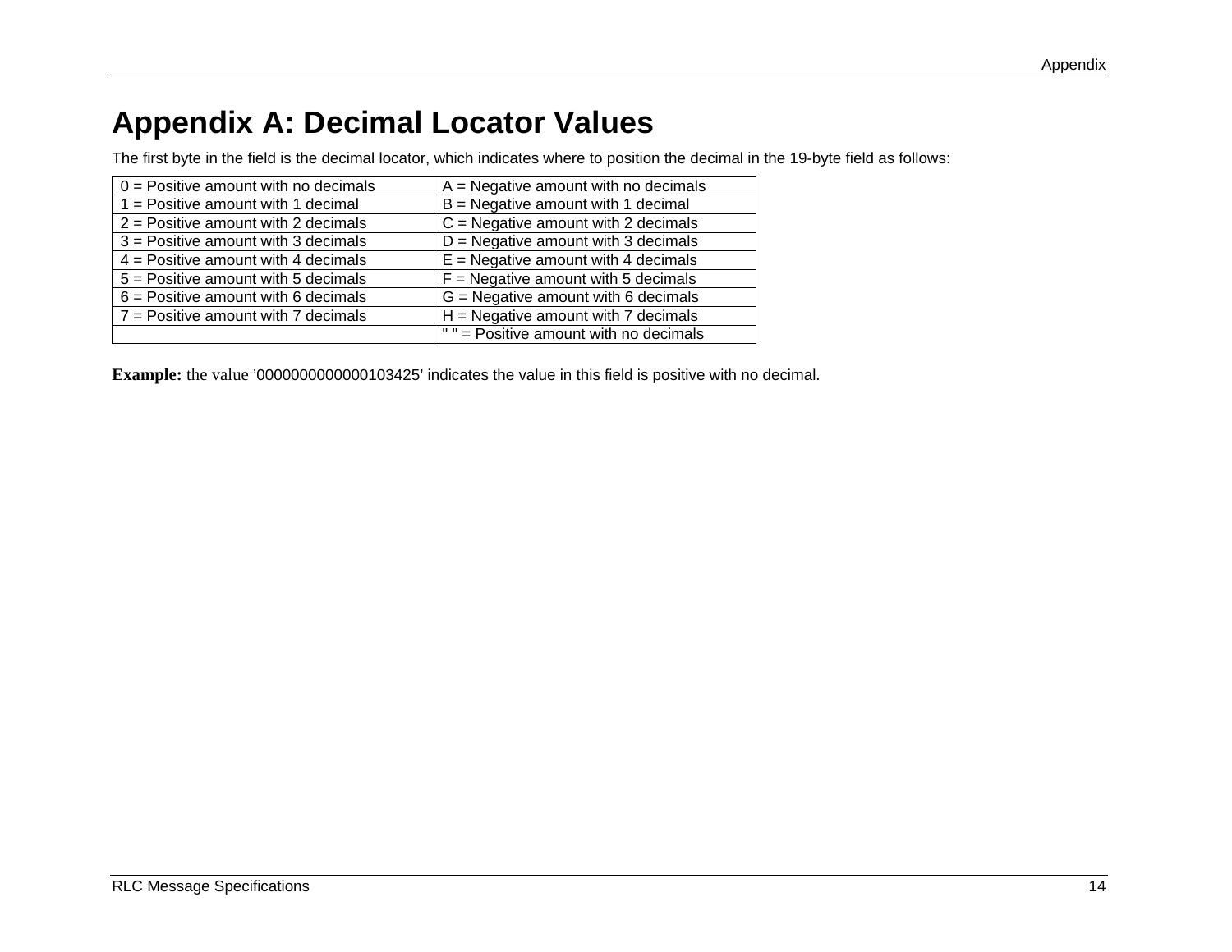# Appendix A: Decimal Locator Values

The first byte in the field is the decimal locator, which indicates where to position the decimal in the 19-byte field as follows:

| | |
|---|---|
| 0 = Positive amount with no decimals | A = Negative amount with no decimals |
| 1 = Positive amount with 1 decimal | B = Negative amount with 1 decimal |
| 2 = Positive amount with 2 decimals | C = Negative amount with 2 decimals |
| 3 = Positive amount with 3 decimals | D = Negative amount with 3 decimals |
| 4 = Positive amount with 4 decimals | E = Negative amount with 4 decimals |
| 5 = Positive amount with 5 decimals | F = Negative amount with 5 decimals |
| 6 = Positive amount with 6 decimals | G = Negative amount with 6 decimals |
| 7 = Positive amount with 7 decimals | H = Negative amount with 7 decimals |
| | " " = Positive amount with no decimals |

**Example:** the value '0000000000000103425' indicates the value in this field is positive with no decimal.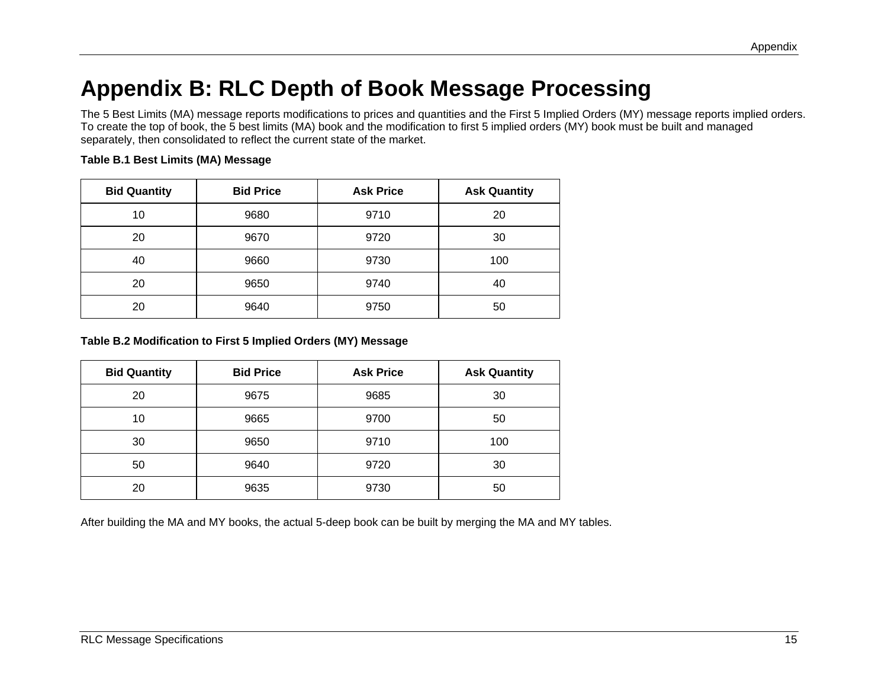# Appendix B: RLC Depth of Book Message Processing

The 5 Best Limits (MA) message reports modifications to prices and quantities and the First 5 Implied Orders (MY) message reports implied orders. To create the top of book, the 5 best limits (MA) book and the modification to first 5 implied orders (MY) book must be built and managed separately, then consolidated to reflect the current state of the market.

**Table B.1 Best Limits (MA) Message**

| Bid Quantity | Bid Price | Ask Price | Ask Quantity |
|---|---|---|---|
| 10 | 9680 | 9710 | 20 |
| 20 | 9670 | 9720 | 30 |
| 40 | 9660 | 9730 | 100 |
| 20 | 9650 | 9740 | 40 |
| 20 | 9640 | 9750 | 50 |

**Table B.2 Modification to First 5 Implied Orders (MY) Message**

| Bid Quantity | Bid Price | Ask Price | Ask Quantity |
|---|---|---|---|
| 20 | 9675 | 9685 | 30 |
| 10 | 9665 | 9700 | 50 |
| 30 | 9650 | 9710 | 100 |
| 50 | 9640 | 9720 | 30 |
| 20 | 9635 | 9730 | 50 |

After building the MA and MY books, the actual 5-deep book can be built by merging the MA and MY tables.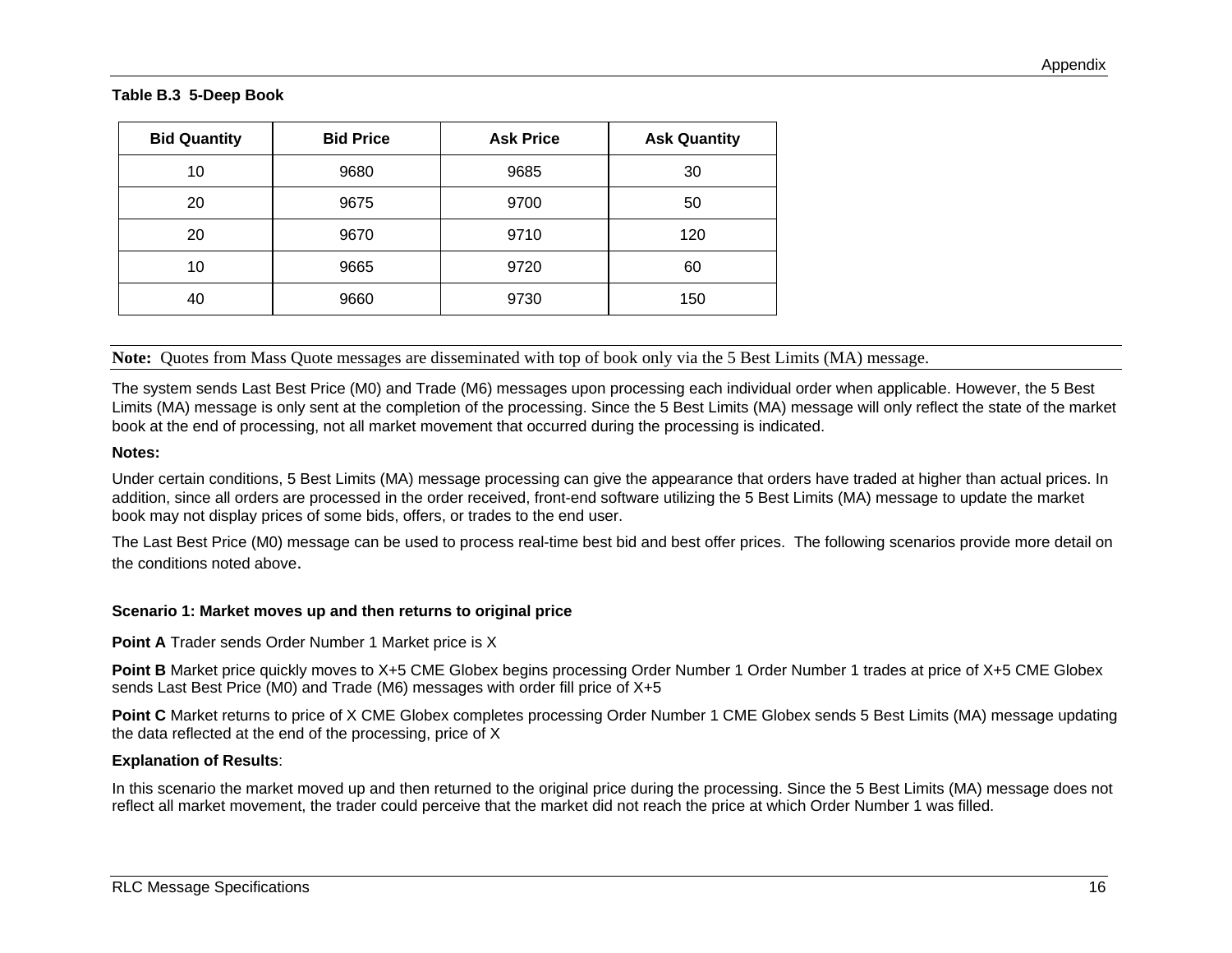**Table B.3 5-Deep Book**

| Bid Quantity | Bid Price | Ask Price | Ask Quantity |
|---|---|---|---|
| 10 | 9680 | 9685 | 30 |
| 20 | 9675 | 9700 | 50 |
| 20 | 9670 | 9710 | 120 |
| 10 | 9665 | 9720 | 60 |
| 40 | 9660 | 9730 | 150 |

**Note:** Quotes from Mass Quote messages are disseminated with top of book only via the 5 Best Limits (MA) message.

The system sends Last Best Price (M0) and Trade (M6) messages upon processing each individual order when applicable. However, the 5 Best Limits (MA) message is only sent at the completion of the processing. Since the 5 Best Limits (MA) message will only reflect the state of the market book at the end of processing, not all market movement that occurred during the processing is indicated.

**Notes:**

Under certain conditions, 5 Best Limits (MA) message processing can give the appearance that orders have traded at higher than actual prices. In addition, since all orders are processed in the order received, front-end software utilizing the 5 Best Limits (MA) message to update the market book may not display prices of some bids, offers, or trades to the end user.

The Last Best Price (M0) message can be used to process real-time best bid and best offer prices. The following scenarios provide more detail on the conditions noted above.

**Scenario 1: Market moves up and then returns to original price**

**Point A** Trader sends Order Number 1 Market price is X

**Point B** Market price quickly moves to X+5 CME Globex begins processing Order Number 1 Order Number 1 trades at price of X+5 CME Globex sends Last Best Price (M0) and Trade (M6) messages with order fill price of X+5

**Point C** Market returns to price of X CME Globex completes processing Order Number 1 CME Globex sends 5 Best Limits (MA) message updating the data reflected at the end of the processing, price of X

**Explanation of Results**:

In this scenario the market moved up and then returned to the original price during the processing. Since the 5 Best Limits (MA) message does not reflect all market movement, the trader could perceive that the market did not reach the price at which Order Number 1 was filled.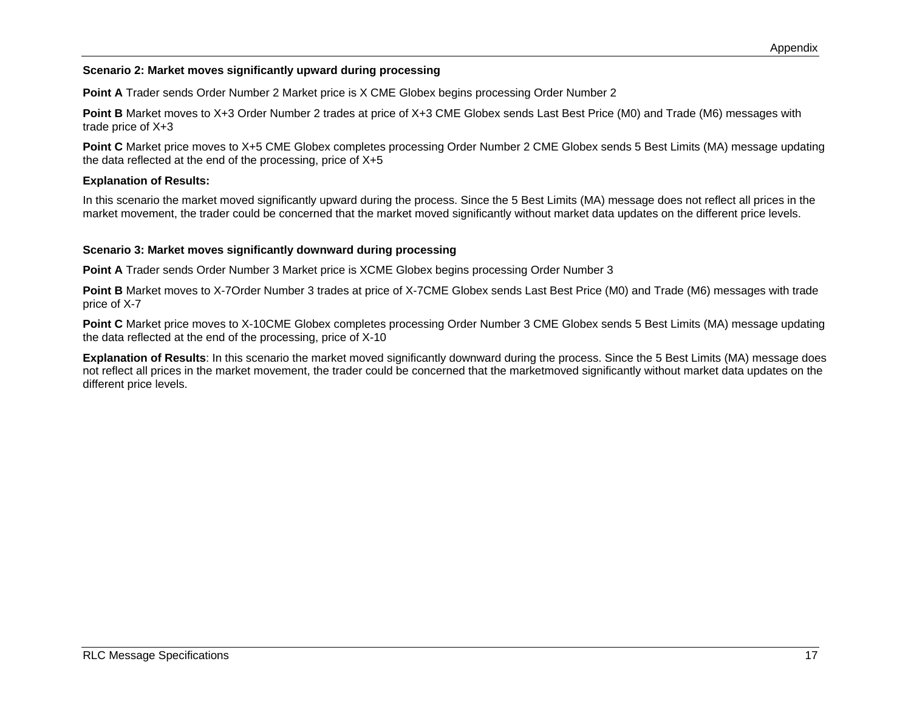**Scenario 2: Market moves significantly upward during processing**

**Point A** Trader sends Order Number 2 Market price is X CME Globex begins processing Order Number 2

**Point B** Market moves to X+3 Order Number 2 trades at price of X+3 CME Globex sends Last Best Price (M0) and Trade (M6) messages with trade price of X+3

**Point C** Market price moves to X+5 CME Globex completes processing Order Number 2 CME Globex sends 5 Best Limits (MA) message updating the data reflected at the end of the processing, price of X+5

**Explanation of Results:**

In this scenario the market moved significantly upward during the process. Since the 5 Best Limits (MA) message does not reflect all prices in the market movement, the trader could be concerned that the market moved significantly without market data updates on the different price levels.

**Scenario 3: Market moves significantly downward during processing**

**Point A** Trader sends Order Number 3 Market price is XCME Globex begins processing Order Number 3

**Point B** Market moves to X-7Order Number 3 trades at price of X-7CME Globex sends Last Best Price (M0) and Trade (M6) messages with trade price of X-7

**Point C** Market price moves to X-10CME Globex completes processing Order Number 3 CME Globex sends 5 Best Limits (MA) message updating the data reflected at the end of the processing, price of X-10

**Explanation of Results**: In this scenario the market moved significantly downward during the process. Since the 5 Best Limits (MA) message does not reflect all prices in the market movement, the trader could be concerned that the marketmoved significantly without market data updates on the different price levels.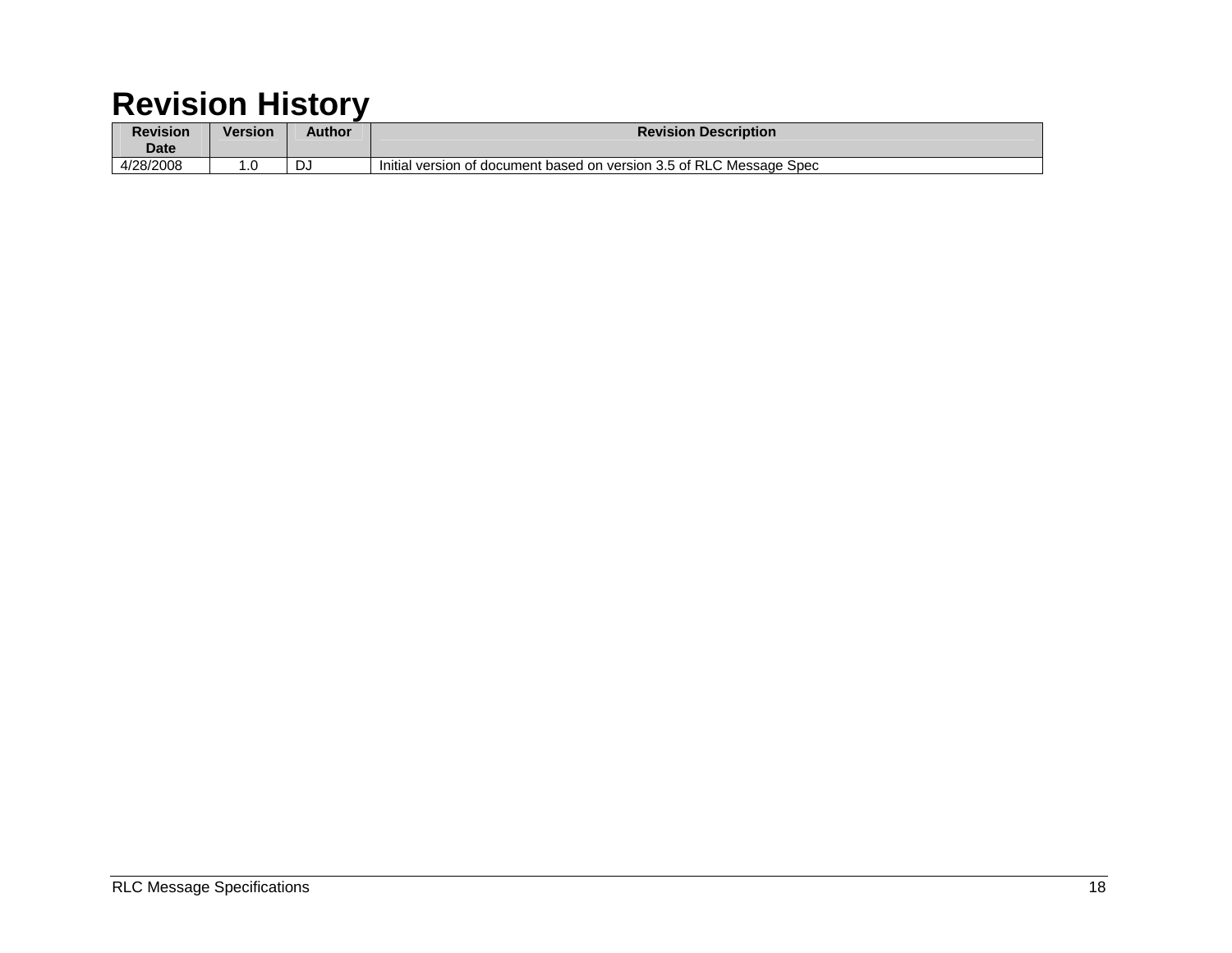# Revision History

| Revision Date | Version | Author | Revision Description |
| --- | --- | --- | --- |
| 4/28/2008 | 1.0 | DJ | Initial version of document based on version 3.5 of RLC Message Spec |